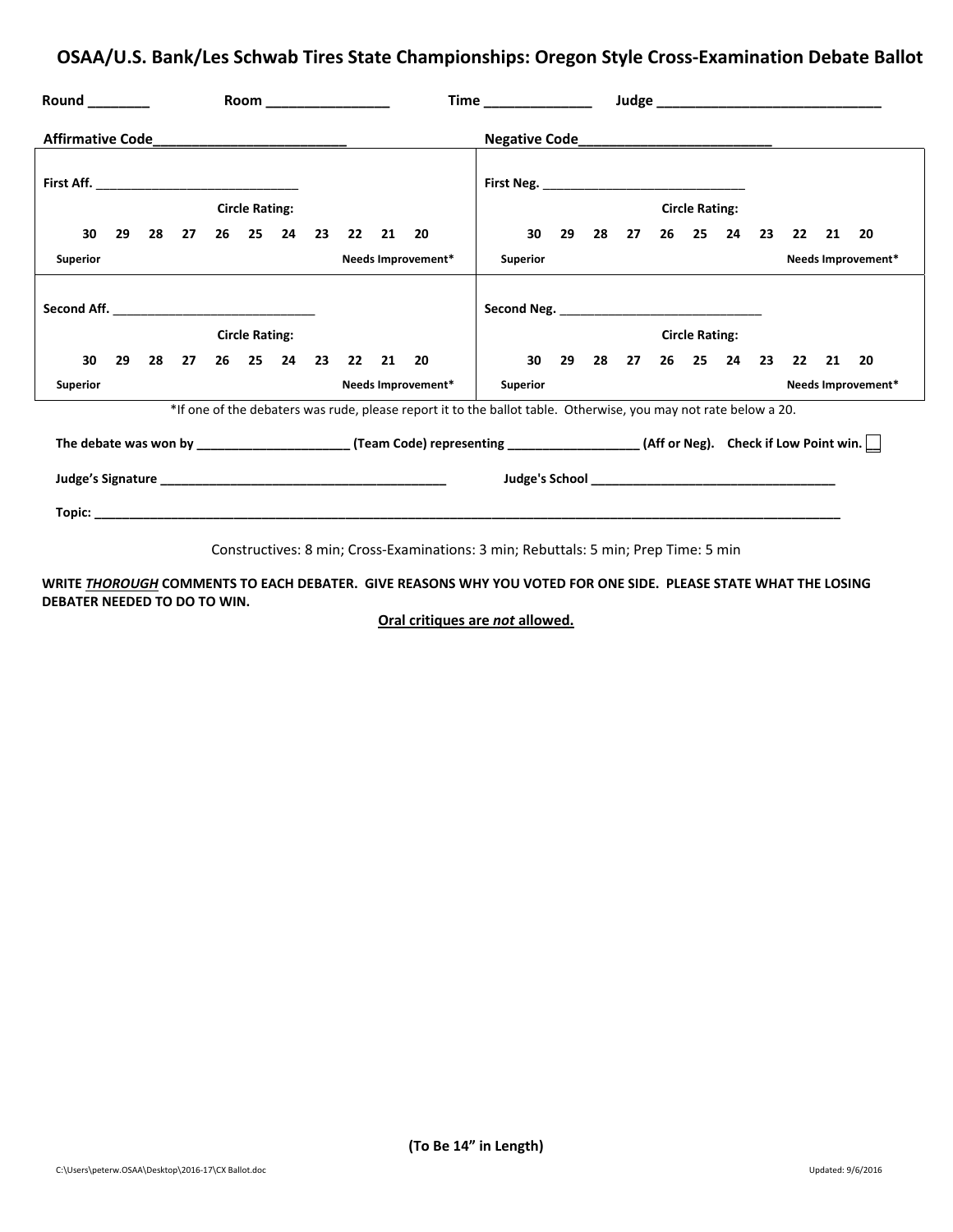# OSAA/U.S. Bank/Les Schwab Tires State Championships: Oregon Style Cross-Examination Debate Ballot

**Round** ________ **Room** ________________ **Time** ______________ **Judge** _____________________________

**Affirmative Code**_________________________ **Negative Code**_________________________

| | |
|---|---|
| **First Aff.** _____________________________ | **First Neg.** _____________________________ |
| **Circle Rating:** | **Circle Rating:** |
| **30 29 28 27 26 25 24 23 22 21 20** | **30 29 28 27 26 25 24 23 22 21 20** |
| **Superior** … **Needs Improvement*** | **Superior** … **Needs Improvement*** |
| **Second Aff.** _____________________________ | **Second Neg.** _____________________________ |
| **Circle Rating:** | **Circle Rating:** |
| **30 29 28 27 26 25 24 23 22 21 20** | **30 29 28 27 26 25 24 23 22 21 20** |
| **Superior** … **Needs Improvement*** | **Superior** … **Needs Improvement*** |

*If one of the debaters was rude, please report it to the ballot table. Otherwise, you may not rate below a 20.

**The debate was won by** ______________________ **(Team Code) representing** __________________ **(Aff or Neg). Check if Low Point win.** ☐

**Judge's Signature** ________________________________________ **Judge's School** ___________________________________

**Topic:** ____________________________________________________________________________________________________________

Constructives: 8 min; Cross-Examinations: 3 min; Rebuttals: 5 min; Prep Time: 5 min

**WRITE *THOROUGH* COMMENTS TO EACH DEBATER. GIVE REASONS WHY YOU VOTED FOR ONE SIDE. PLEASE STATE WHAT THE LOSING DEBATER NEEDED TO DO TO WIN.**

**Oral critiques are *not* allowed.**

**(To Be 14" in Length)**

C:\Users\peterw.OSAA\Desktop\2016-17\CX Ballot.doc Updated: 9/6/2016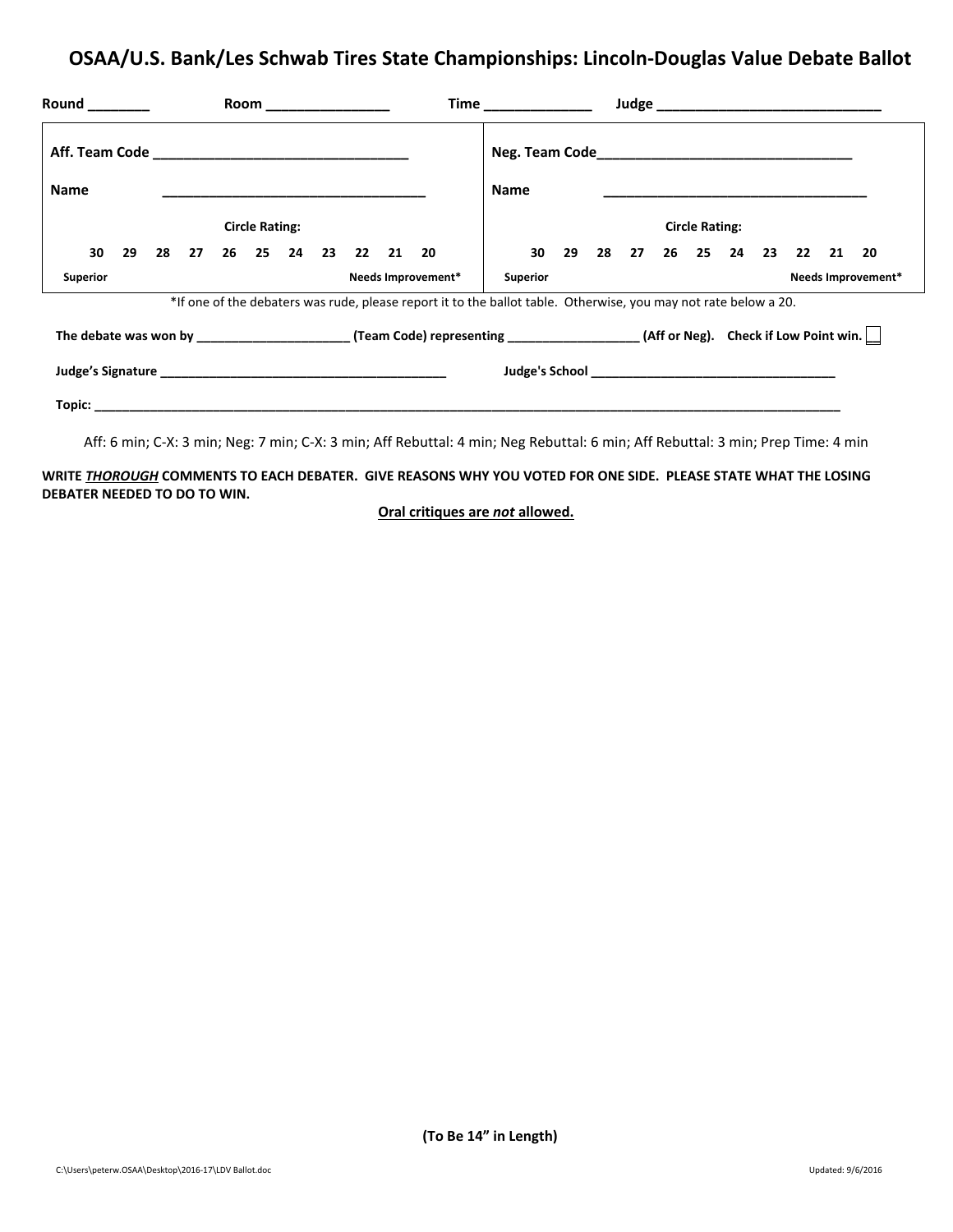# OSAA/U.S. Bank/Les Schwab Tires State Championships: Lincoln-Douglas Value Debate Ballot

**Round** ________ **Room** ________________ **Time** ______________ **Judge** _____________________________

| | |
|---|---|
| **Aff. Team Code** _________________________________ | **Neg. Team Code**_________________________________ |
| **Name** ___________________________________ | **Name** ___________________________________ |
| **Circle Rating:** | **Circle Rating:** |
| **30 29 28 27 26 25 24 23 22 21 20** | **30 29 28 27 26 25 24 23 22 21 20** |
| **Superior** **Needs Improvement*** | **Superior** **Needs Improvement*** |

*If one of the debaters was rude, please report it to the ballot table. Otherwise, you may not rate below a 20.

**The debate was won by** ______________________ **(Team Code) representing** ___________________ **(Aff or Neg). Check if Low Point win.** ☐

**Judge's Signature** __________________________________________ **Judge's School** ___________________________________

**Topic:** ______________________________________________________________________________________________________________

Aff: 6 min; C-X: 3 min; Neg: 7 min; C-X: 3 min; Aff Rebuttal: 4 min; Neg Rebuttal: 6 min; Aff Rebuttal: 3 min; Prep Time: 4 min

**WRITE _THOROUGH_ COMMENTS TO EACH DEBATER. GIVE REASONS WHY YOU VOTED FOR ONE SIDE. PLEASE STATE WHAT THE LOSING DEBATER NEEDED TO DO TO WIN.**

**Oral critiques are _not_ allowed.**

**(To Be 14" in Length)**

C:\Users\peterw.OSAA\Desktop\2016-17\LDV Ballot.doc

Updated: 9/6/2016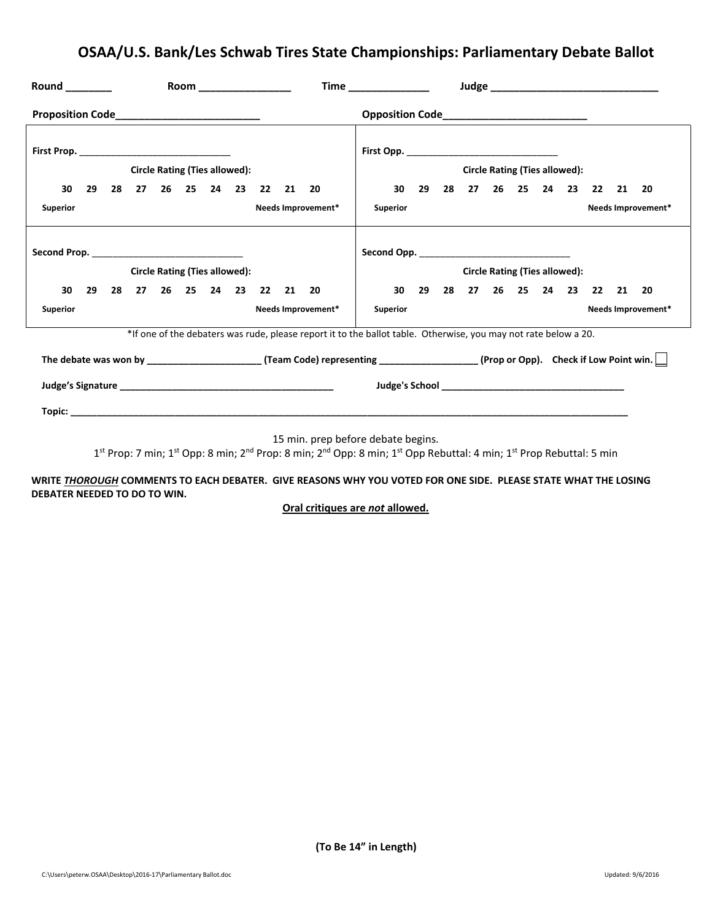# OSAA/U.S. Bank/Les Schwab Tires State Championships: Parliamentary Debate Ballot

**Round** ________ **Room** ________________ **Time** ______________ **Judge** ____________________________

**Proposition Code**_________________________ **Opposition Code**_________________________

| | |
|---|---|
| **First Prop.** _____________________________<br>**Circle Rating (Ties allowed):**<br>**30 29 28 27 26 25 24 23 22 21 20**<br>**Superior** **Needs Improvement*** | **First Opp.** _____________________________<br>**Circle Rating (Ties allowed):**<br>**30 29 28 27 26 25 24 23 22 21 20**<br>**Superior** **Needs Improvement*** |
| **Second Prop.** _____________________________<br>**Circle Rating (Ties allowed):**<br>**30 29 28 27 26 25 24 23 22 21 20**<br>**Superior** **Needs Improvement*** | **Second Opp.** _____________________________<br>**Circle Rating (Ties allowed):**<br>**30 29 28 27 26 25 24 23 22 21 20**<br>**Superior** **Needs Improvement*** |

*If one of the debaters was rude, please report it to the ballot table. Otherwise, you may not rate below a 20.

**The debate was won by** _____________________ **(Team Code) representing** __________________ **(Prop or Opp). Check if Low Point win.** ☐

**Judge's Signature** _________________________________________ **Judge's School** ___________________________________

**Topic:** ____________________________________________________________________________________________________

15 min. prep before debate begins.

1st Prop: 7 min; 1st Opp: 8 min; 2nd Prop: 8 min; 2nd Opp: 8 min; 1st Opp Rebuttal: 4 min; 1st Prop Rebuttal: 5 min

**WRITE *THOROUGH* COMMENTS TO EACH DEBATER. GIVE REASONS WHY YOU VOTED FOR ONE SIDE. PLEASE STATE WHAT THE LOSING DEBATER NEEDED TO DO TO WIN.**

**Oral critiques are *not* allowed.**

**(To Be 14" in Length)**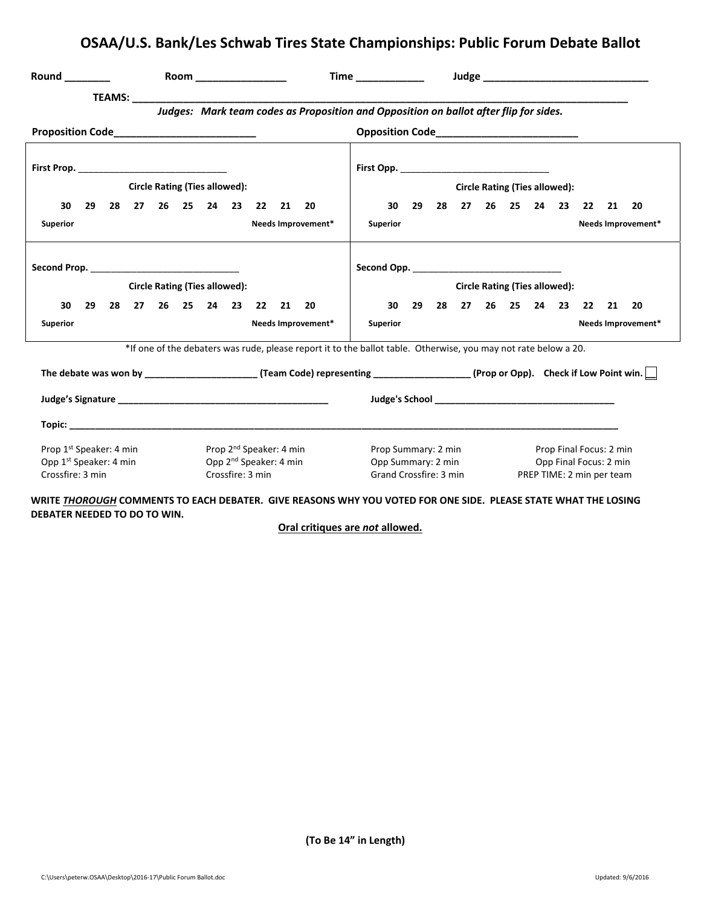# OSAA/U.S. Bank/Les Schwab Tires State Championships: Public Forum Debate Ballot

**Round** ________ **Room** ________________ **Time** ____________ **Judge** _____________________________

**TEAMS:** ________________________________________________________________________________________

***Judges: Mark team codes as Proposition and Opposition on ballot after flip for sides.***

**Proposition Code**_________________________ **Opposition Code**_________________________

| | |
|---|---|
| **First Prop.** _____________________________<br>**Circle Rating (Ties allowed):**<br>**30 29 28 27 26 25 24 23 22 21 20**<br>**Superior** ... **Needs Improvement*** | **First Opp.** _____________________________<br>**Circle Rating (Ties allowed):**<br>**30 29 28 27 26 25 24 23 22 21 20**<br>**Superior** ... **Needs Improvement*** |
| **Second Prop.** _____________________________<br>**Circle Rating (Ties allowed):**<br>**30 29 28 27 26 25 24 23 22 21 20**<br>**Superior** ... **Needs Improvement*** | **Second Opp.** _____________________________<br>**Circle Rating (Ties allowed):**<br>**30 29 28 27 26 25 24 23 22 21 20**<br>**Superior** ... **Needs Improvement*** |

*If one of the debaters was rude, please report it to the ballot table. Otherwise, you may not rate below a 20.

**The debate was won by** ______________________ **(Team Code) representing** ___________________ **(Prop or Opp). Check if Low Point win.** ☐

**Judge's Signature** _________________________________________ **Judge's School** ___________________________________

**Topic:** ____________________________________________________________________________________________________

| | | | |
|---|---|---|---|
| Prop 1st Speaker: 4 min | Prop 2nd Speaker: 4 min | Prop Summary: 2 min | Prop Final Focus: 2 min |
| Opp 1st Speaker: 4 min | Opp 2nd Speaker: 4 min | Opp Summary: 2 min | Opp Final Focus: 2 min |
| Crossfire: 3 min | Crossfire: 3 min | Grand Crossfire: 3 min | PREP TIME: 2 min per team |

**WRITE *THOROUGH* COMMENTS TO EACH DEBATER. GIVE REASONS WHY YOU VOTED FOR ONE SIDE. PLEASE STATE WHAT THE LOSING DEBATER NEEDED TO DO TO WIN.**

**Oral critiques are *not* allowed.**

**(To Be 14" in Length)**

C:\Users\peterw.OSAA\Desktop\2016-17\Public Forum Ballot.doc Updated: 9/6/2016